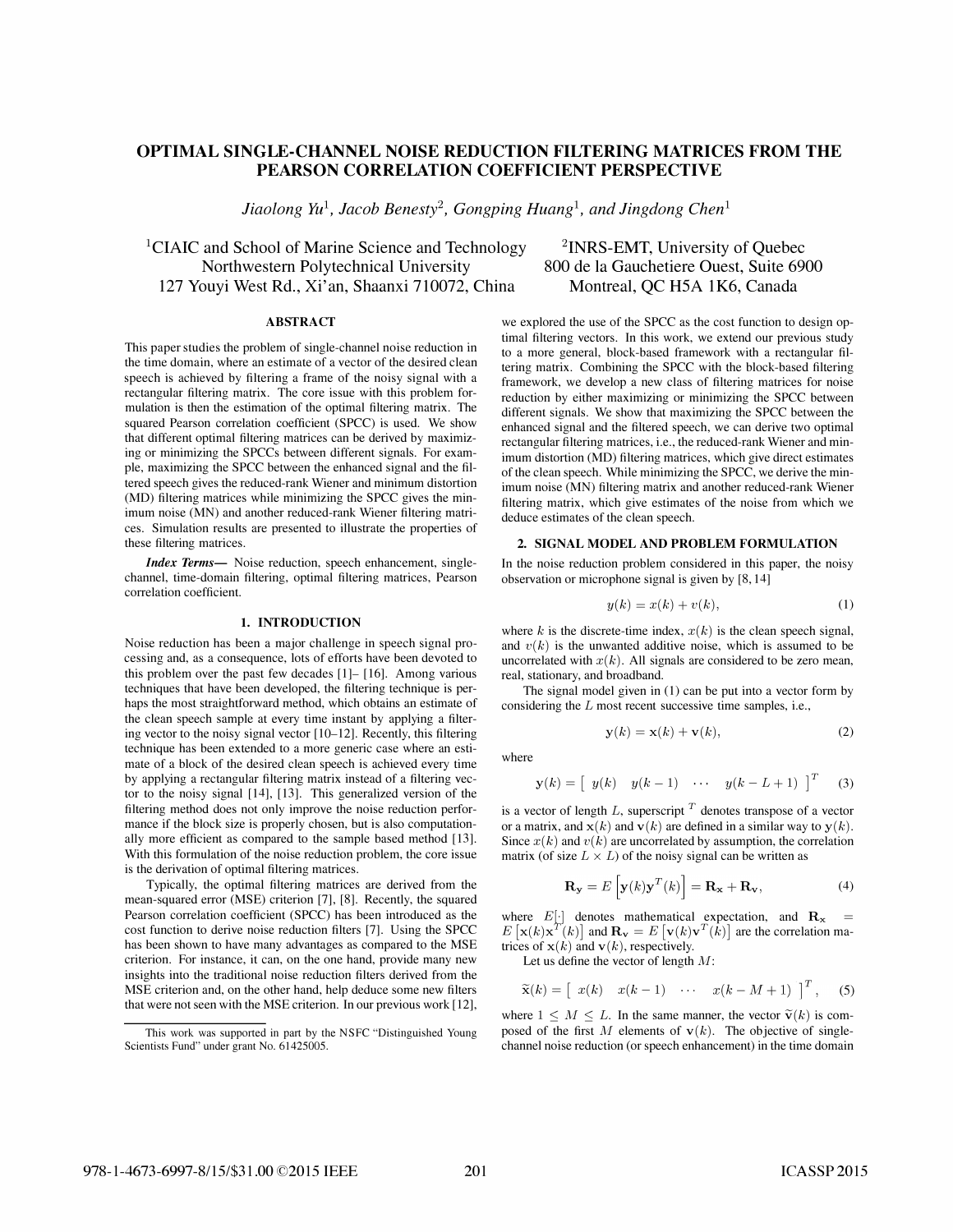# OPTIMAL SINGLE-CHANNEL NOISE REDUCTION FILTERING MATRICES FROM THE PEARSON CORRELATION COEFFICIENT PERSPECTIVE

*Jiaolong Yu*[1], *Jacob Benesty*[2], *Gongping Huang*[1], *and Jingdong Chen*[1]

[1]CIAIC and School of Marine Science and Technology
Northwestern Polytechnical University
127 Youyi West Rd., Xi'an, Shaanxi 710072, China

[2]INRS-EMT, University of Quebec
800 de la Gauchetiere Ouest, Suite 6900
Montreal, QC H5A 1K6, Canada

## ABSTRACT

This paper studies the problem of single-channel noise reduction in the time domain, where an estimate of a vector of the desired clean speech is achieved by filtering a frame of the noisy signal with a rectangular filtering matrix. The core issue with this problem formulation is then the estimation of the optimal filtering matrix. The squared Pearson correlation coefficient (SPCC) is used. We show that different optimal filtering matrices can be derived by maximizing or minimizing the SPCCs between different signals. For example, maximizing the SPCC between the enhanced signal and the filtered speech gives the reduced-rank Wiener and minimum distortion (MD) filtering matrices while minimizing the SPCC gives the minimum noise (MN) and another reduced-rank Wiener filtering matrices. Simulation results are presented to illustrate the properties of these filtering matrices.

***Index Terms***— Noise reduction, speech enhancement, single-channel, time-domain filtering, optimal filtering matrices, Pearson correlation coefficient.

## 1. INTRODUCTION

Noise reduction has been a major challenge in speech signal processing and, as a consequence, lots of efforts have been devoted to this problem over the past few decades [1]– [16]. Among various techniques that have been developed, the filtering technique is perhaps the most straightforward method, which obtains an estimate of the clean speech sample at every time instant by applying a filtering vector to the noisy signal vector [10–12]. Recently, this filtering technique has been extended to a more generic case where an estimate of a block of the desired clean speech is achieved every time by applying a rectangular filtering matrix instead of a filtering vector to the noisy signal [14], [13]. This generalized version of the filtering method does not only improve the noise reduction performance if the block size is properly chosen, but is also computationally more efficient as compared to the sample based method [13]. With this formulation of the noise reduction problem, the core issue is the derivation of optimal filtering matrices.

Typically, the optimal filtering matrices are derived from the mean-squared error (MSE) criterion [7], [8]. Recently, the squared Pearson correlation coefficient (SPCC) has been introduced as the cost function to derive noise reduction filters [7]. Using the SPCC has been shown to have many advantages as compared to the MSE criterion. For instance, it can, on the one hand, provide many new insights into the traditional noise reduction filters derived from the MSE criterion and, on the other hand, help deduce some new filters that were not seen with the MSE criterion. In our previous work [12], we explored the use of the SPCC as the cost function to design optimal filtering vectors. In this work, we extend our previous study to a more general, block-based framework with a rectangular filtering matrix. Combining the SPCC with the block-based filtering framework, we develop a new class of filtering matrices for noise reduction by either maximizing or minimizing the SPCC between different signals. We show that maximizing the SPCC between the enhanced signal and the filtered speech, we can derive two optimal rectangular filtering matrices, i.e., the reduced-rank Wiener and minimum distortion (MD) filtering matrices, which give direct estimates of the clean speech. While minimizing the SPCC, we derive the minimum noise (MN) filtering matrix and another reduced-rank Wiener filtering matrix, which give estimates of the noise from which we deduce estimates of the clean speech.

## 2. SIGNAL MODEL AND PROBLEM FORMULATION

In the noise reduction problem considered in this paper, the noisy observation or microphone signal is given by [8, 14]

$$y(k) = x(k) + v(k), \tag{1}$$

where $k$ is the discrete-time index, $x(k)$ is the clean speech signal, and $v(k)$ is the unwanted additive noise, which is assumed to be uncorrelated with $x(k)$. All signals are considered to be zero mean, real, stationary, and broadband.

The signal model given in (1) can be put into a vector form by considering the $L$ most recent successive time samples, i.e.,

$$\mathbf{y}(k) = \mathbf{x}(k) + \mathbf{v}(k), \tag{2}$$

where

$$\mathbf{y}(k) = \begin{bmatrix} y(k) & y(k-1) & \cdots & y(k-L+1) \end{bmatrix}^T \tag{3}$$

is a vector of length $L$, superscript $^T$ denotes transpose of a vector or a matrix, and $\mathbf{x}(k)$ and $\mathbf{v}(k)$ are defined in a similar way to $\mathbf{y}(k)$. Since $x(k)$ and $v(k)$ are uncorrelated by assumption, the correlation matrix (of size $L \times L$) of the noisy signal can be written as

$$\mathbf{R}_\mathbf{y} = E\left[\mathbf{y}(k)\mathbf{y}^T(k)\right] = \mathbf{R}_\mathbf{x} + \mathbf{R}_\mathbf{v}, \tag{4}$$

where $E[\cdot]$ denotes mathematical expectation, and $\mathbf{R}_\mathbf{x} = E\left[\mathbf{x}(k)\mathbf{x}^T(k)\right]$ and $\mathbf{R}_\mathbf{v} = E\left[\mathbf{v}(k)\mathbf{v}^T(k)\right]$ are the correlation matrices of $\mathbf{x}(k)$ and $\mathbf{v}(k)$, respectively.

Let us define the vector of length $M$:

$$\widetilde{\mathbf{x}}(k) = \begin{bmatrix} x(k) & x(k-1) & \cdots & x(k-M+1) \end{bmatrix}^T, \tag{5}$$

where $1 \leq M \leq L$. In the same manner, the vector $\widetilde{\mathbf{v}}(k)$ is composed of the first $M$ elements of $\mathbf{v}(k)$. The objective of single-channel noise reduction (or speech enhancement) in the time domain

This work was supported in part by the NSFC "Distinguished Young Scientists Fund" under grant No. 61425005.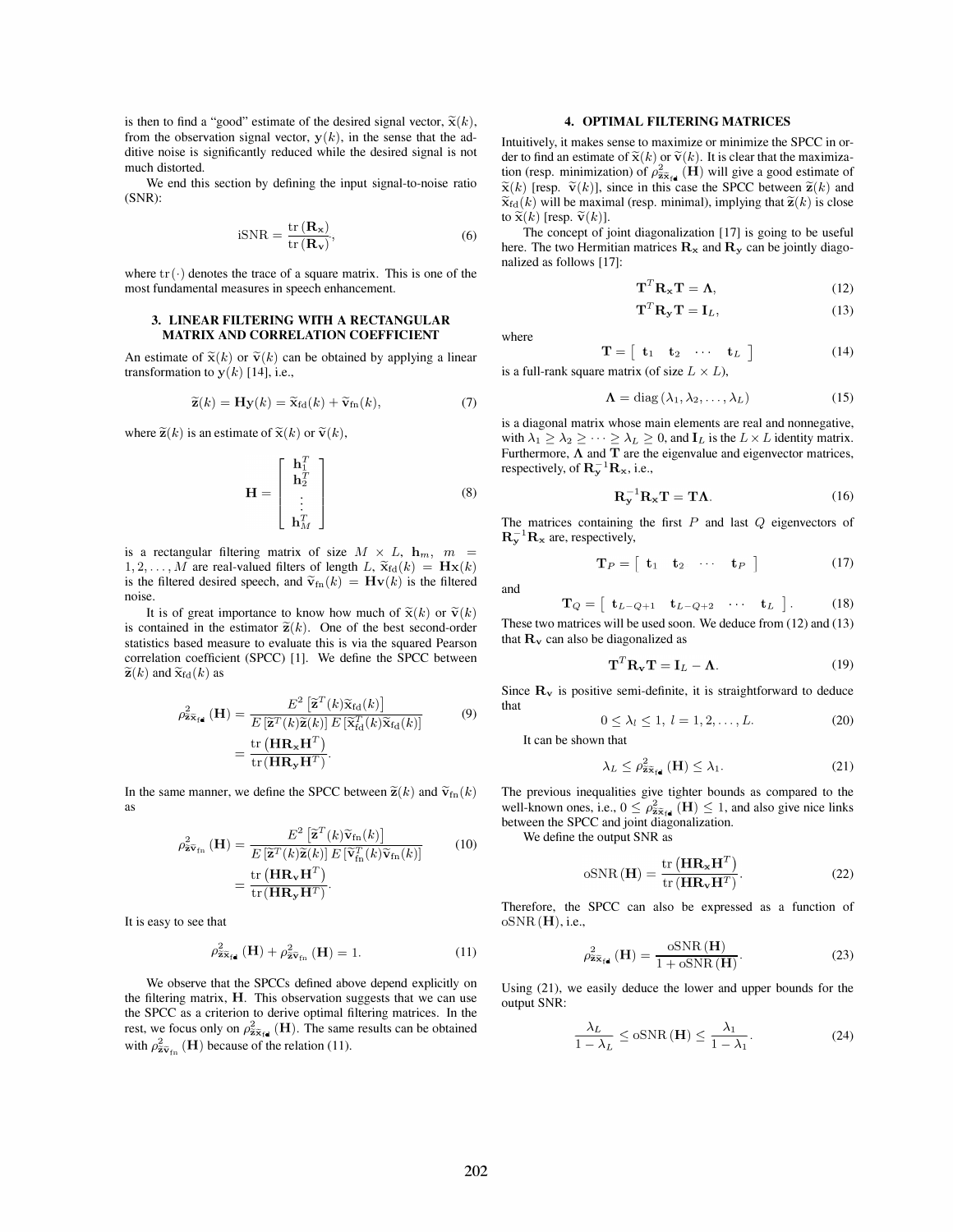is then to find a "good" estimate of the desired signal vector, $\widetilde{\mathbf{x}}(k)$, from the observation signal vector, $\mathbf{y}(k)$, in the sense that the additive noise is significantly reduced while the desired signal is not much distorted.

We end this section by defining the input signal-to-noise ratio (SNR):

$$\text{iSNR} = \frac{\text{tr}\left(\mathbf{R}_{\mathbf{x}}\right)}{\text{tr}\left(\mathbf{R}_{\mathbf{v}}\right)}, \tag{6}$$

where $\text{tr}(\cdot)$ denotes the trace of a square matrix. This is one of the most fundamental measures in speech enhancement.

## 3. LINEAR FILTERING WITH A RECTANGULAR MATRIX AND CORRELATION COEFFICIENT

An estimate of $\widetilde{\mathbf{x}}(k)$ or $\widetilde{\mathbf{v}}(k)$ can be obtained by applying a linear transformation to $\mathbf{y}(k)$ [14], i.e.,

$$\widetilde{\mathbf{z}}(k) = \mathbf{H}\mathbf{y}(k) = \widetilde{\mathbf{x}}_{\text{fd}}(k) + \widetilde{\mathbf{v}}_{\text{fn}}(k), \tag{7}$$

where $\widetilde{\mathbf{z}}(k)$ is an estimate of $\widetilde{\mathbf{x}}(k)$ or $\widetilde{\mathbf{v}}(k)$,

$$\mathbf{H} = \begin{bmatrix} \mathbf{h}_1^T \\ \mathbf{h}_2^T \\ \vdots \\ \mathbf{h}_M^T \end{bmatrix} \tag{8}$$

is a rectangular filtering matrix of size $M \times L$, $\mathbf{h}_m$, $m = 1, 2, \ldots, M$ are real-valued filters of length $L$, $\widetilde{\mathbf{x}}_{\text{fd}}(k) = \mathbf{H}\mathbf{x}(k)$ is the filtered desired speech, and $\widetilde{\mathbf{v}}_{\text{fn}}(k) = \mathbf{H}\mathbf{v}(k)$ is the filtered noise.

It is of great importance to know how much of $\widetilde{\mathbf{x}}(k)$ or $\widetilde{\mathbf{v}}(k)$ is contained in the estimator $\widetilde{\mathbf{z}}(k)$. One of the best second-order statistics based measure to evaluate this is via the squared Pearson correlation coefficient (SPCC) [1]. We define the SPCC between $\widetilde{\mathbf{z}}(k)$ and $\widetilde{\mathbf{x}}_{\text{fd}}(k)$ as

$$\begin{aligned} \rho^2_{\widetilde{\mathbf{z}}\widetilde{\mathbf{x}}_{\text{fd}}}(\mathbf{H}) &= \frac{E^2\left[\widetilde{\mathbf{z}}^T(k)\widetilde{\mathbf{x}}_{\text{fd}}(k)\right]}{E\left[\widetilde{\mathbf{z}}^T(k)\widetilde{\mathbf{z}}(k)\right] E\left[\widetilde{\mathbf{x}}_{\text{fd}}^T(k)\widetilde{\mathbf{x}}_{\text{fd}}(k)\right]} \\ &= \frac{\text{tr}\left(\mathbf{H}\mathbf{R}_{\mathbf{x}}\mathbf{H}^T\right)}{\text{tr}\left(\mathbf{H}\mathbf{R}_{\mathbf{y}}\mathbf{H}^T\right)}. \end{aligned} \tag{9}$$

In the same manner, we define the SPCC between $\widetilde{\mathbf{z}}(k)$ and $\widetilde{\mathbf{v}}_{\text{fn}}(k)$ as

$$\begin{aligned} \rho^2_{\widetilde{\mathbf{z}}\widetilde{\mathbf{v}}_{\text{fn}}}(\mathbf{H}) &= \frac{E^2\left[\widetilde{\mathbf{z}}^T(k)\widetilde{\mathbf{v}}_{\text{fn}}(k)\right]}{E\left[\widetilde{\mathbf{z}}^T(k)\widetilde{\mathbf{z}}(k)\right] E\left[\widetilde{\mathbf{v}}_{\text{fn}}^T(k)\widetilde{\mathbf{v}}_{\text{fn}}(k)\right]} \\ &= \frac{\text{tr}\left(\mathbf{H}\mathbf{R}_{\mathbf{v}}\mathbf{H}^T\right)}{\text{tr}\left(\mathbf{H}\mathbf{R}_{\mathbf{y}}\mathbf{H}^T\right)}. \end{aligned} \tag{10}$$

It is easy to see that

$$\rho^2_{\widetilde{\mathbf{z}}\widetilde{\mathbf{x}}_{\text{fd}}}(\mathbf{H}) + \rho^2_{\widetilde{\mathbf{z}}\widetilde{\mathbf{v}}_{\text{fn}}}(\mathbf{H}) = 1. \tag{11}$$

We observe that the SPCCs defined above depend explicitly on the filtering matrix, $\mathbf{H}$. This observation suggests that we can use the SPCC as a criterion to derive optimal filtering matrices. In the rest, we focus only on $\rho^2_{\widetilde{\mathbf{z}}\widetilde{\mathbf{x}}_{\text{fd}}}(\mathbf{H})$. The same results can be obtained with $\rho^2_{\widetilde{\mathbf{z}}\widetilde{\mathbf{v}}_{\text{fn}}}(\mathbf{H})$ because of the relation (11).

## 4. OPTIMAL FILTERING MATRICES

Intuitively, it makes sense to maximize or minimize the SPCC in order to find an estimate of $\widetilde{\mathbf{x}}(k)$ or $\widetilde{\mathbf{v}}(k)$. It is clear that the maximization (resp. minimization) of $\rho^2_{\widetilde{\mathbf{z}}\widetilde{\mathbf{x}}_{\text{fd}}}(\mathbf{H})$ will give a good estimate of $\widetilde{\mathbf{x}}(k)$ [resp. $\widetilde{\mathbf{v}}(k)$], since in this case the SPCC between $\widetilde{\mathbf{z}}(k)$ and $\widetilde{\mathbf{x}}_{\text{fd}}(k)$ will be maximal (resp. minimal), implying that $\widetilde{\mathbf{z}}(k)$ is close to $\widetilde{\mathbf{x}}(k)$ [resp. $\widetilde{\mathbf{v}}(k)$].

The concept of joint diagonalization [17] is going to be useful here. The two Hermitian matrices $\mathbf{R}_{\mathbf{x}}$ and $\mathbf{R}_{\mathbf{y}}$ can be jointly diagonalized as follows [17]:

$$\mathbf{T}^T\mathbf{R}_{\mathbf{x}}\mathbf{T} = \mathbf{\Lambda}, \tag{12}$$

$$\mathbf{T}^T\mathbf{R}_{\mathbf{y}}\mathbf{T} = \mathbf{I}_L, \tag{13}$$

where

$$\mathbf{T} = \begin{bmatrix} \mathbf{t}_1 & \mathbf{t}_2 & \cdots & \mathbf{t}_L \end{bmatrix} \tag{14}$$

is a full-rank square matrix (of size $L \times L$),

$$\mathbf{\Lambda} = \text{diag}\left(\lambda_1, \lambda_2, \ldots, \lambda_L\right) \tag{15}$$

is a diagonal matrix whose main elements are real and nonnegative, with $\lambda_1 \geq \lambda_2 \geq \cdots \geq \lambda_L \geq 0$, and $\mathbf{I}_L$ is the $L \times L$ identity matrix. Furthermore, $\mathbf{\Lambda}$ and $\mathbf{T}$ are the eigenvalue and eigenvector matrices, respectively, of $\mathbf{R}_{\mathbf{y}}^{-1}\mathbf{R}_{\mathbf{x}}$, i.e.,

$$\mathbf{R}_{\mathbf{y}}^{-1}\mathbf{R}_{\mathbf{x}}\mathbf{T} = \mathbf{T}\mathbf{\Lambda}. \tag{16}$$

The matrices containing the first $P$ and last $Q$ eigenvectors of $\mathbf{R}_{\mathbf{y}}^{-1}\mathbf{R}_{\mathbf{x}}$ are, respectively,

$$\mathbf{T}_P = \begin{bmatrix} \mathbf{t}_1 & \mathbf{t}_2 & \cdots & \mathbf{t}_P \end{bmatrix} \tag{17}$$

and

$$\mathbf{T}_Q = \begin{bmatrix} \mathbf{t}_{L-Q+1} & \mathbf{t}_{L-Q+2} & \cdots & \mathbf{t}_L \end{bmatrix}. \tag{18}$$

These two matrices will be used soon. We deduce from (12) and (13) that $\mathbf{R}_{\mathbf{v}}$ can also be diagonalized as

$$\mathbf{T}^T\mathbf{R}_{\mathbf{v}}\mathbf{T} = \mathbf{I}_L - \mathbf{\Lambda}. \tag{19}$$

Since $\mathbf{R}_{\mathbf{v}}$ is positive semi-definite, it is straightforward to deduce that

$$0 \leq \lambda_l \leq 1, \; l = 1, 2, \ldots, L. \tag{20}$$

It can be shown that

$$\lambda_L \leq \rho^2_{\widetilde{\mathbf{z}}\widetilde{\mathbf{x}}_{\text{fd}}}(\mathbf{H}) \leq \lambda_1. \tag{21}$$

The previous inequalities give tighter bounds as compared to the well-known ones, i.e., $0 \leq \rho^2_{\widetilde{\mathbf{z}}\widetilde{\mathbf{x}}_{\text{fd}}}(\mathbf{H}) \leq 1$, and also give nice links between the SPCC and joint diagonalization.

We define the output SNR as

$$\text{oSNR}(\mathbf{H}) = \frac{\text{tr}\left(\mathbf{H}\mathbf{R}_{\mathbf{x}}\mathbf{H}^T\right)}{\text{tr}\left(\mathbf{H}\mathbf{R}_{\mathbf{v}}\mathbf{H}^T\right)}. \tag{22}$$

Therefore, the SPCC can also be expressed as a function of $\text{oSNR}(\mathbf{H})$, i.e.,

$$\rho^2_{\widetilde{\mathbf{z}}\widetilde{\mathbf{x}}_{\text{fd}}}(\mathbf{H}) = \frac{\text{oSNR}(\mathbf{H})}{1 + \text{oSNR}(\mathbf{H})}. \tag{23}$$

Using (21), we easily deduce the lower and upper bounds for the output SNR:

$$\frac{\lambda_L}{1 - \lambda_L} \leq \text{oSNR}(\mathbf{H}) \leq \frac{\lambda_1}{1 - \lambda_1}. \tag{24}$$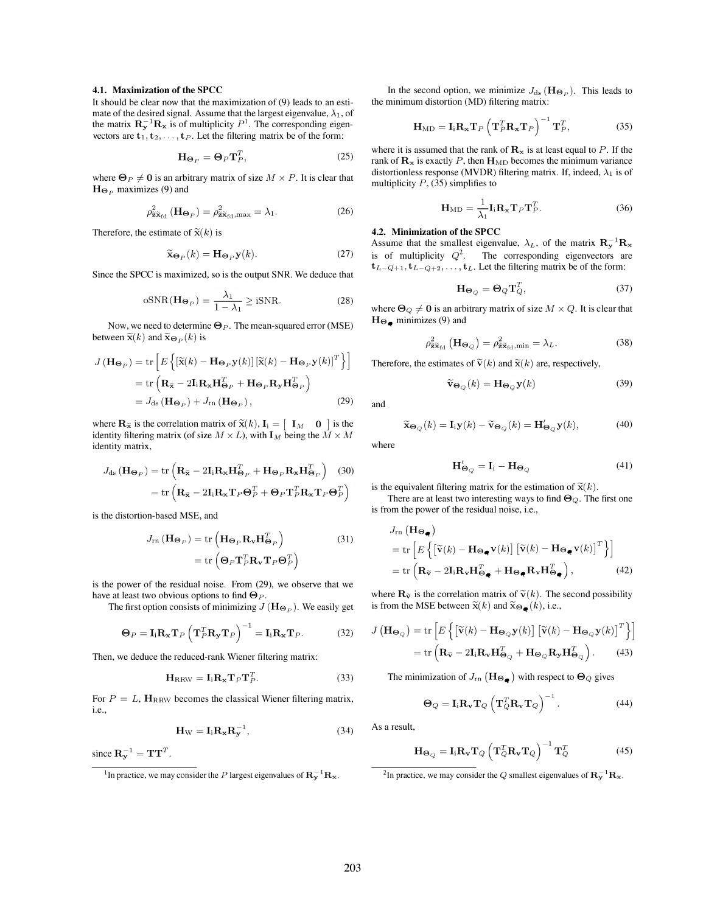### 4.1. Maximization of the SPCC

It should be clear now that the maximization of (9) leads to an estimate of the desired signal. Assume that the largest eigenvalue, $\lambda_1$, of the matrix $\mathbf{R}_{\mathbf{y}}^{-1}\mathbf{R}_{\mathbf{x}}$ is of multiplicity $P$[1]. The corresponding eigenvectors are $\mathbf{t}_1, \mathbf{t}_2, \ldots, \mathbf{t}_P$. Let the filtering matrix be of the form:

$$\mathbf{H}_{\mathbf{\Theta}_P} = \mathbf{\Theta}_P \mathbf{T}_P^T, \tag{25}$$

where $\mathbf{\Theta}_P \neq \mathbf{0}$ is an arbitrary matrix of size $M \times P$. It is clear that $\mathbf{H}_{\mathbf{\Theta}_P}$ maximizes (9) and

$$\rho^2_{\widetilde{\mathbf{z}}\widetilde{\mathbf{x}}_{\mathrm{fd}}}\left(\mathbf{H}_{\mathbf{\Theta}_P}\right) = \rho^2_{\widetilde{\mathbf{z}}\widetilde{\mathbf{x}}_{\mathrm{fd}},\max} = \lambda_1. \tag{26}$$

Therefore, the estimate of $\widetilde{\mathbf{x}}(k)$ is

$$\widetilde{\mathbf{x}}_{\mathbf{\Theta}_P}(k) = \mathbf{H}_{\mathbf{\Theta}_P}\mathbf{y}(k). \tag{27}$$

Since the SPCC is maximized, so is the output SNR. We deduce that

$$\mathrm{oSNR}(\mathbf{H}_{\mathbf{\Theta}_P}) = \frac{\lambda_1}{1-\lambda_1} \geq \mathrm{iSNR}. \tag{28}$$

Now, we need to determine $\mathbf{\Theta}_P$. The mean-squared error (MSE) between $\widetilde{\mathbf{x}}(k)$ and $\widetilde{\mathbf{x}}_{\mathbf{\Theta}_P}(k)$ is

$$\begin{aligned}
J\left(\mathbf{H}_{\mathbf{\Theta}_P}\right) &= \mathrm{tr}\left[E\left\{\left[\widetilde{\mathbf{x}}(k) - \mathbf{H}_{\mathbf{\Theta}_P}\mathbf{y}(k)\right]\left[\widetilde{\mathbf{x}}(k) - \mathbf{H}_{\mathbf{\Theta}_P}\mathbf{y}(k)\right]^T\right\}\right] \\
&= \mathrm{tr}\left(\mathbf{R}_{\widetilde{\mathbf{x}}} - 2\mathbf{I}_{\mathrm{i}}\mathbf{R}_{\mathbf{x}}\mathbf{H}_{\mathbf{\Theta}_P}^T + \mathbf{H}_{\mathbf{\Theta}_P}\mathbf{R}_{\mathbf{y}}\mathbf{H}_{\mathbf{\Theta}_P}^T\right) \\
&= J_{\mathrm{ds}}\left(\mathbf{H}_{\mathbf{\Theta}_P}\right) + J_{\mathrm{rn}}\left(\mathbf{H}_{\mathbf{\Theta}_P}\right),
\end{aligned} \tag{29}$$

where $\mathbf{R}_{\widetilde{\mathbf{x}}}$ is the correlation matrix of $\widetilde{\mathbf{x}}(k)$, $\mathbf{I}_{\mathrm{i}} = \left[\begin{array}{cc}\mathbf{I}_M & \mathbf{0}\end{array}\right]$ is the identity filtering matrix (of size $M \times L$), with $\mathbf{I}_M$ being the $M \times M$ identity matrix,

$$\begin{aligned}
J_{\mathrm{ds}}\left(\mathbf{H}_{\mathbf{\Theta}_P}\right) &= \mathrm{tr}\left(\mathbf{R}_{\widetilde{\mathbf{x}}} - 2\mathbf{I}_{\mathrm{i}}\mathbf{R}_{\mathbf{x}}\mathbf{H}_{\mathbf{\Theta}_P}^T + \mathbf{H}_{\mathbf{\Theta}_P}\mathbf{R}_{\mathbf{x}}\mathbf{H}_{\mathbf{\Theta}_P}^T\right) \\
&= \mathrm{tr}\left(\mathbf{R}_{\widetilde{\mathbf{x}}} - 2\mathbf{I}_{\mathrm{i}}\mathbf{R}_{\mathbf{x}}\mathbf{T}_P\mathbf{\Theta}_P^T + \mathbf{\Theta}_P\mathbf{T}_P^T\mathbf{R}_{\mathbf{x}}\mathbf{T}_P\mathbf{\Theta}_P^T\right)
\end{aligned} \tag{30}$$

is the distortion-based MSE, and

$$\begin{aligned}
J_{\mathrm{rn}}\left(\mathbf{H}_{\mathbf{\Theta}_P}\right) &= \mathrm{tr}\left(\mathbf{H}_{\mathbf{\Theta}_P}\mathbf{R}_{\mathbf{v}}\mathbf{H}_{\mathbf{\Theta}_P}^T\right) \\
&= \mathrm{tr}\left(\mathbf{\Theta}_P\mathbf{T}_P^T\mathbf{R}_{\mathbf{v}}\mathbf{T}_P\mathbf{\Theta}_P^T\right)
\end{aligned} \tag{31}$$

is the power of the residual noise. From (29), we observe that we have at least two obvious options to find $\mathbf{\Theta}_P$.

The first option consists of minimizing $J\left(\mathbf{H}_{\mathbf{\Theta}_P}\right)$. We easily get

$$\mathbf{\Theta}_P = \mathbf{I}_{\mathrm{i}}\mathbf{R}_{\mathbf{x}}\mathbf{T}_P\left(\mathbf{T}_P^T\mathbf{R}_{\mathbf{y}}\mathbf{T}_P\right)^{-1} = \mathbf{I}_{\mathrm{i}}\mathbf{R}_{\mathbf{x}}\mathbf{T}_P. \tag{32}$$

Then, we deduce the reduced-rank Wiener filtering matrix:

$$\mathbf{H}_{\mathrm{RRW}} = \mathbf{I}_{\mathrm{i}}\mathbf{R}_{\mathbf{x}}\mathbf{T}_P\mathbf{T}_P^T. \tag{33}$$

For $P = L$, $\mathbf{H}_{\mathrm{RRW}}$ becomes the classical Wiener filtering matrix, i.e.,

$$\mathbf{H}_{\mathrm{W}} = \mathbf{I}_{\mathrm{i}}\mathbf{R}_{\mathbf{x}}\mathbf{R}_{\mathbf{y}}^{-1}, \tag{34}$$

since $\mathbf{R}_{\mathbf{y}}^{-1} = \mathbf{T}\mathbf{T}^T$.

[1] In practice, we may consider the $P$ largest eigenvalues of $\mathbf{R}_{\mathbf{y}}^{-1}\mathbf{R}_{\mathbf{x}}$.

In the second option, we minimize $J_{\mathrm{ds}}\left(\mathbf{H}_{\mathbf{\Theta}_P}\right)$. This leads to the minimum distortion (MD) filtering matrix:

$$\mathbf{H}_{\mathrm{MD}} = \mathbf{I}_{\mathrm{i}}\mathbf{R}_{\mathbf{x}}\mathbf{T}_P\left(\mathbf{T}_P^T\mathbf{R}_{\mathbf{x}}\mathbf{T}_P\right)^{-1}\mathbf{T}_P^T, \tag{35}$$

where it is assumed that the rank of $\mathbf{R}_{\mathbf{x}}$ is at least equal to $P$. If the rank of $\mathbf{R}_{\mathbf{x}}$ is exactly $P$, then $\mathbf{H}_{\mathrm{MD}}$ becomes the minimum variance distortionless response (MVDR) filtering matrix. If, indeed, $\lambda_1$ is of multiplicity $P$, (35) simplifies to

$$\mathbf{H}_{\mathrm{MD}} = \frac{1}{\lambda_1}\mathbf{I}_{\mathrm{i}}\mathbf{R}_{\mathbf{x}}\mathbf{T}_P\mathbf{T}_P^T. \tag{36}$$

### 4.2. Minimization of the SPCC

Assume that the smallest eigenvalue, $\lambda_L$, of the matrix $\mathbf{R}_{\mathbf{y}}^{-1}\mathbf{R}_{\mathbf{x}}$ is of multiplicity $Q$[2]. The corresponding eigenvectors are $\mathbf{t}_{L-Q+1}, \mathbf{t}_{L-Q+2}, \ldots, \mathbf{t}_L$. Let the filtering matrix be of the form:

$$\mathbf{H}_{\mathbf{\Theta}_Q} = \mathbf{\Theta}_Q\mathbf{T}_Q^T, \tag{37}$$

where $\mathbf{\Theta}_Q \neq \mathbf{0}$ is an arbitrary matrix of size $M \times Q$. It is clear that $\mathbf{H}_{\mathbf{\Theta}_Q}$ minimizes (9) and

$$\rho^2_{\widetilde{\mathbf{z}}\widetilde{\mathbf{x}}_{\mathrm{fd}}}\left(\mathbf{H}_{\mathbf{\Theta}_Q}\right) = \rho^2_{\widetilde{\mathbf{z}}\widetilde{\mathbf{x}}_{\mathrm{fd}},\min} = \lambda_L. \tag{38}$$

Therefore, the estimates of $\widetilde{\mathbf{v}}(k)$ and $\widetilde{\mathbf{x}}(k)$ are, respectively,

$$\widetilde{\mathbf{v}}_{\mathbf{\Theta}_Q}(k) = \mathbf{H}_{\mathbf{\Theta}_Q}\mathbf{y}(k) \tag{39}$$

and

$$\widetilde{\mathbf{x}}_{\mathbf{\Theta}_Q}(k) = \mathbf{I}_{\mathrm{i}}\mathbf{y}(k) - \widetilde{\mathbf{v}}_{\mathbf{\Theta}_Q}(k) = \mathbf{H}'_{\mathbf{\Theta}_Q}\mathbf{y}(k), \tag{40}$$

where

$$\mathbf{H}'_{\mathbf{\Theta}_Q} = \mathbf{I}_{\mathrm{i}} - \mathbf{H}_{\mathbf{\Theta}_Q} \tag{41}$$

is the equivalent filtering matrix for the estimation of $\widetilde{\mathbf{x}}(k)$.

There are at least two interesting ways to find $\mathbf{\Theta}_Q$. The first one is from the power of the residual noise, i.e.,

$$\begin{aligned}
&J_{\mathrm{rn}}\left(\mathbf{H}_{\mathbf{\Theta}_Q}\right) \\
&= \mathrm{tr}\left[E\left\{\left[\widetilde{\mathbf{v}}(k) - \mathbf{H}_{\mathbf{\Theta}_Q}\mathbf{v}(k)\right]\left[\widetilde{\mathbf{v}}(k) - \mathbf{H}_{\mathbf{\Theta}_Q}\mathbf{v}(k)\right]^T\right\}\right] \\
&= \mathrm{tr}\left(\mathbf{R}_{\widetilde{\mathbf{v}}} - 2\mathbf{I}_{\mathrm{i}}\mathbf{R}_{\mathbf{v}}\mathbf{H}_{\mathbf{\Theta}_Q}^T + \mathbf{H}_{\mathbf{\Theta}_Q}\mathbf{R}_{\mathbf{v}}\mathbf{H}_{\mathbf{\Theta}_Q}^T\right),
\end{aligned} \tag{42}$$

where $\mathbf{R}_{\widetilde{\mathbf{v}}}$ is the correlation matrix of $\widetilde{\mathbf{v}}(k)$. The second possibility is from the MSE between $\widetilde{\mathbf{x}}(k)$ and $\widetilde{\mathbf{x}}_{\mathbf{\Theta}_Q}(k)$, i.e.,

$$\begin{aligned}
J\left(\mathbf{H}_{\mathbf{\Theta}_Q}\right) &= \mathrm{tr}\left[E\left\{\left[\widetilde{\mathbf{v}}(k) - \mathbf{H}_{\mathbf{\Theta}_Q}\mathbf{y}(k)\right]\left[\widetilde{\mathbf{v}}(k) - \mathbf{H}_{\mathbf{\Theta}_Q}\mathbf{y}(k)\right]^T\right\}\right] \\
&= \mathrm{tr}\left(\mathbf{R}_{\widetilde{\mathbf{v}}} - 2\mathbf{I}_{\mathrm{i}}\mathbf{R}_{\mathbf{v}}\mathbf{H}_{\mathbf{\Theta}_Q}^T + \mathbf{H}_{\mathbf{\Theta}_Q}\mathbf{R}_{\mathbf{y}}\mathbf{H}_{\mathbf{\Theta}_Q}^T\right).
\end{aligned} \tag{43}$$

The minimization of $J_{\mathrm{rn}}\left(\mathbf{H}_{\mathbf{\Theta}_Q}\right)$ with respect to $\mathbf{\Theta}_Q$ gives

$$\mathbf{\Theta}_Q = \mathbf{I}_{\mathrm{i}}\mathbf{R}_{\mathbf{v}}\mathbf{T}_Q\left(\mathbf{T}_Q^T\mathbf{R}_{\mathbf{v}}\mathbf{T}_Q\right)^{-1}. \tag{44}$$

As a result,

$$\mathbf{H}_{\mathbf{\Theta}_Q} = \mathbf{I}_{\mathrm{i}}\mathbf{R}_{\mathbf{v}}\mathbf{T}_Q\left(\mathbf{T}_Q^T\mathbf{R}_{\mathbf{v}}\mathbf{T}_Q\right)^{-1}\mathbf{T}_Q^T \tag{45}$$

[2] In practice, we may consider the $Q$ smallest eigenvalues of $\mathbf{R}_{\mathbf{y}}^{-1}\mathbf{R}_{\mathbf{x}}$.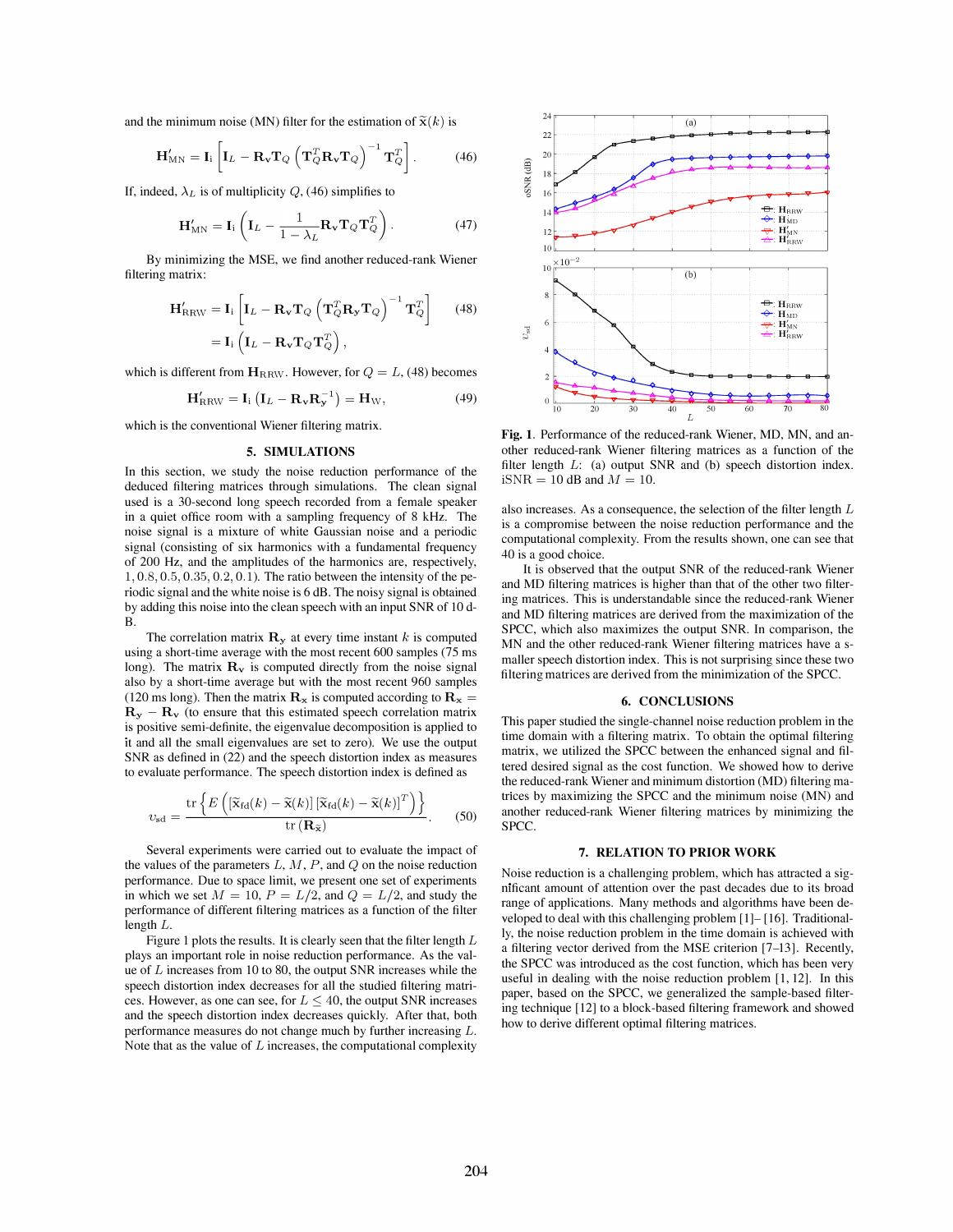and the minimum noise (MN) filter for the estimation of $\widetilde{\mathbf{x}}(k)$ is

$$\mathbf{H}'_{\mathrm{MN}} = \mathbf{I}_{\mathrm{i}} \left[ \mathbf{I}_L - \mathbf{R}_{\mathbf{v}} \mathbf{T}_Q \left( \mathbf{T}_Q^T \mathbf{R}_{\mathbf{v}} \mathbf{T}_Q \right)^{-1} \mathbf{T}_Q^T \right]. \tag{46}$$

If, indeed, $\lambda_L$ is of multiplicity $Q$, (46) simplifies to

$$\mathbf{H}'_{\mathrm{MN}} = \mathbf{I}_{\mathrm{i}} \left( \mathbf{I}_L - \frac{1}{1-\lambda_L} \mathbf{R}_{\mathbf{v}} \mathbf{T}_Q \mathbf{T}_Q^T \right). \tag{47}$$

By minimizing the MSE, we find another reduced-rank Wiener filtering matrix:

$$\begin{aligned} \mathbf{H}'_{\mathrm{RRW}} &= \mathbf{I}_{\mathrm{i}} \left[ \mathbf{I}_L - \mathbf{R}_{\mathbf{v}} \mathbf{T}_Q \left( \mathbf{T}_Q^T \mathbf{R}_{\mathbf{y}} \mathbf{T}_Q \right)^{-1} \mathbf{T}_Q^T \right] \\ &= \mathbf{I}_{\mathrm{i}} \left( \mathbf{I}_L - \mathbf{R}_{\mathbf{v}} \mathbf{T}_Q \mathbf{T}_Q^T \right), \end{aligned} \tag{48}$$

which is different from $\mathbf{H}_{\mathrm{RRW}}$. However, for $Q = L$, (48) becomes

$$\mathbf{H}'_{\mathrm{RRW}} = \mathbf{I}_{\mathrm{i}} \left( \mathbf{I}_L - \mathbf{R}_{\mathbf{v}} \mathbf{R}_{\mathbf{y}}^{-1} \right) = \mathbf{H}_{\mathrm{W}}, \tag{49}$$

which is the conventional Wiener filtering matrix.

## 5. SIMULATIONS

In this section, we study the noise reduction performance of the deduced filtering matrices through simulations. The clean signal used is a 30-second long speech recorded from a female speaker in a quiet office room with a sampling frequency of 8 kHz. The noise signal is a mixture of white Gaussian noise and a periodic signal (consisting of six harmonics with a fundamental frequency of 200 Hz, and the amplitudes of the harmonics are, respectively, 1, 0.8, 0.5, 0.35, 0.2, 0.1). The ratio between the intensity of the periodic signal and the white noise is 6 dB. The noisy signal is obtained by adding this noise into the clean speech with an input SNR of 10 dB.

The correlation matrix $\mathbf{R}_{\mathbf{y}}$ at every time instant $k$ is computed using a short-time average with the most recent 600 samples (75 ms long). The matrix $\mathbf{R}_{\mathbf{v}}$ is computed directly from the noise signal also by a short-time average but with the most recent 960 samples (120 ms long). Then the matrix $\mathbf{R}_{\mathbf{x}}$ is computed according to $\mathbf{R}_{\mathbf{x}} = \mathbf{R}_{\mathbf{y}} - \mathbf{R}_{\mathbf{v}}$ (to ensure that this estimated speech correlation matrix is positive semi-definite, the eigenvalue decomposition is applied to it and all the small eigenvalues are set to zero). We use the output SNR as defined in (22) and the speech distortion index as measures to evaluate performance. The speech distortion index is defined as

$$\upsilon_{\mathrm{sd}} = \frac{\mathrm{tr}\left\{ E\left( \left[ \widetilde{\mathbf{x}}_{\mathrm{fd}}(k) - \widetilde{\mathbf{x}}(k) \right] \left[ \widetilde{\mathbf{x}}_{\mathrm{fd}}(k) - \widetilde{\mathbf{x}}(k) \right]^T \right) \right\}}{\mathrm{tr}\left( \mathbf{R}_{\widetilde{\mathbf{x}}} \right)}. \tag{50}$$

Several experiments were carried out to evaluate the impact of the values of the parameters $L$, $M$, $P$, and $Q$ on the noise reduction performance. Due to space limit, we present one set of experiments in which we set $M = 10$, $P = L/2$, and $Q = L/2$, and study the performance of different filtering matrices as a function of the filter length $L$.

Figure 1 plots the results. It is clearly seen that the filter length $L$ plays an important role in noise reduction performance. As the value of $L$ increases from 10 to 80, the output SNR increases while the speech distortion index decreases for all the studied filtering matrices. However, as one can see, for $L \leq 40$, the output SNR increases and the speech distortion index decreases quickly. After that, both performance measures do not change much by further increasing $L$. Note that as the value of $L$ increases, the computational complexity also increases. As a consequence, the selection of the filter length $L$ is a compromise between the noise reduction performance and the computational complexity. From the results shown, one can see that 40 is a good choice.

It is observed that the output SNR of the reduced-rank Wiener and MD filtering matrices is higher than that of the other two filtering matrices. This is understandable since the reduced-rank Wiener and MD filtering matrices are derived from the maximization of the SPCC, which also maximizes the output SNR. In comparison, the MN and the other reduced-rank Wiener filtering matrices have a smaller speech distortion index. This is not surprising since these two filtering matrices are derived from the minimization of the SPCC.

**Fig. 1**. Performance of the reduced-rank Wiener, MD, MN, and another reduced-rank Wiener filtering matrices as a function of the filter length $L$: (a) output SNR and (b) speech distortion index. iSNR = 10 dB and $M = 10$.

## 6. CONCLUSIONS

This paper studied the single-channel noise reduction problem in the time domain with a filtering matrix. To obtain the optimal filtering matrix, we utilized the SPCC between the enhanced signal and filtered desired signal as the cost function. We showed how to derive the reduced-rank Wiener and minimum distortion (MD) filtering matrices by maximizing the SPCC and the minimum noise (MN) and another reduced-rank Wiener filtering matrices by minimizing the SPCC.

## 7. RELATION TO PRIOR WORK

Noise reduction is a challenging problem, which has attracted a significant amount of attention over the past decades due to its broad range of applications. Many methods and algorithms have been developed to deal with this challenging problem [1]– [16]. Traditionally, the noise reduction problem in the time domain is achieved with a filtering vector derived from the MSE criterion [7–13]. Recently, the SPCC was introduced as the cost function, which has been very useful in dealing with the noise reduction problem [1, 12]. In this paper, based on the SPCC, we generalized the sample-based filtering technique [12] to a block-based filtering framework and showed how to derive different optimal filtering matrices.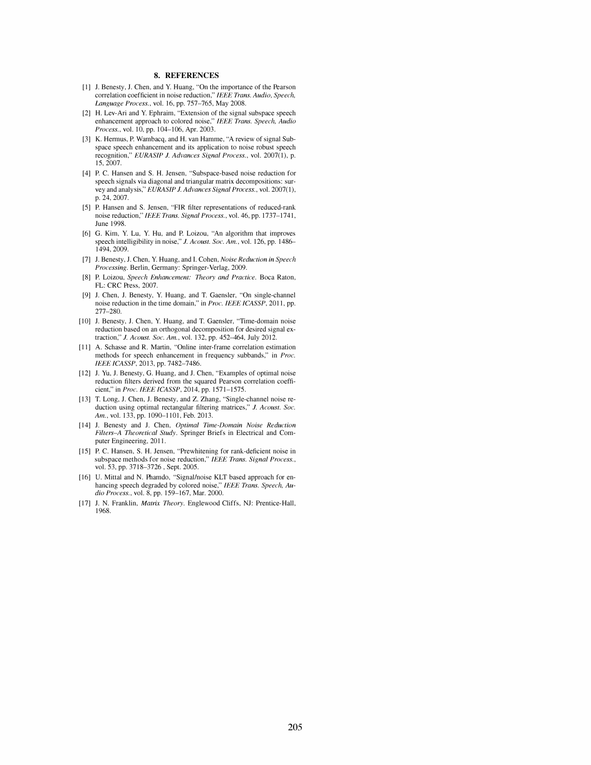## 8. REFERENCES

[1] J. Benesty, J. Chen, and Y. Huang, "On the importance of the Pearson correlation coefficient in noise reduction," *IEEE Trans. Audio, Speech, Language Process.*, vol. 16, pp. 757–765, May 2008.

[2] H. Lev-Ari and Y. Ephraim, "Extension of the signal subspace speech enhancement approach to colored noise," *IEEE Trans. Speech, Audio Process.*, vol. 10, pp. 104–106, Apr. 2003.

[3] K. Hermus, P. Wambacq, and H. van Hamme, "A review of signal Subspace speech enhancement and its application to noise robust speech recognition," *EURASIP J. Advances Signal Process.*, vol. 2007(1), p. 15, 2007.

[4] P. C. Hansen and S. H. Jensen, "Subspace-based noise reduction for speech signals via diagonal and triangular matrix decompositions: survey and analysis," *EURASIP J. Advances Signal Process.*, vol. 2007(1), p. 24, 2007.

[5] P. Hansen and S. Jensen, "FIR filter representations of reduced-rank noise reduction," *IEEE Trans. Signal Process.*, vol. 46, pp. 1737–1741, June 1998.

[6] G. Kim, Y. Lu, Y. Hu, and P. Loizou, "An algorithm that improves speech intelligibility in noise," *J. Acoust. Soc. Am.*, vol. 126, pp. 1486–1494, 2009.

[7] J. Benesty, J. Chen, Y. Huang, and I. Cohen, *Noise Reduction in Speech Processing*. Berlin, Germany: Springer-Verlag, 2009.

[8] P. Loizou, *Speech Enhancement: Theory and Practice*. Boca Raton, FL: CRC Press, 2007.

[9] J. Chen, J. Benesty, Y. Huang, and T. Gaensler, "On single-channel noise reduction in the time domain," in *Proc. IEEE ICASSP*, 2011, pp. 277–280.

[10] J. Benesty, J. Chen, Y. Huang, and T. Gaensler, "Time-domain noise reduction based on an orthogonal decomposition for desired signal extraction," *J. Acoust. Soc. Am.*, vol. 132, pp. 452–464, July 2012.

[11] A. Schasse and R. Martin, "Online inter-frame correlation estimation methods for speech enhancement in frequency subbands," in *Proc. IEEE ICASSP*, 2013, pp. 7482–7486.

[12] J. Yu, J. Benesty, G. Huang, and J. Chen, "Examples of optimal noise reduction filters derived from the squared Pearson correlation coefficient," in *Proc. IEEE ICASSP*, 2014, pp. 1571–1575.

[13] T. Long, J. Chen, J. Benesty, and Z. Zhang, "Single-channel noise reduction using optimal rectangular filtering matrices," *J. Acoust. Soc. Am.*, vol. 133, pp. 1090–1101, Feb. 2013.

[14] J. Benesty and J. Chen, *Optimal Time-Domain Noise Reduction Filters–A Theoretical Study*. Springer Briefs in Electrical and Computer Engineering, 2011.

[15] P. C. Hansen, S. H. Jensen, "Prewhitening for rank-deficient noise in subspace methods for noise reduction," *IEEE Trans. Signal Process.*, vol. 53, pp. 3718–3726 , Sept. 2005.

[16] U. Mittal and N. Phamdo, "Signal/noise KLT based approach for enhancing speech degraded by colored noise," *IEEE Trans. Speech, Audio Process.*, vol. 8, pp. 159–167, Mar. 2000.

[17] J. N. Franklin, *Matrix Theory*. Englewood Cliffs, NJ: Prentice-Hall, 1968.